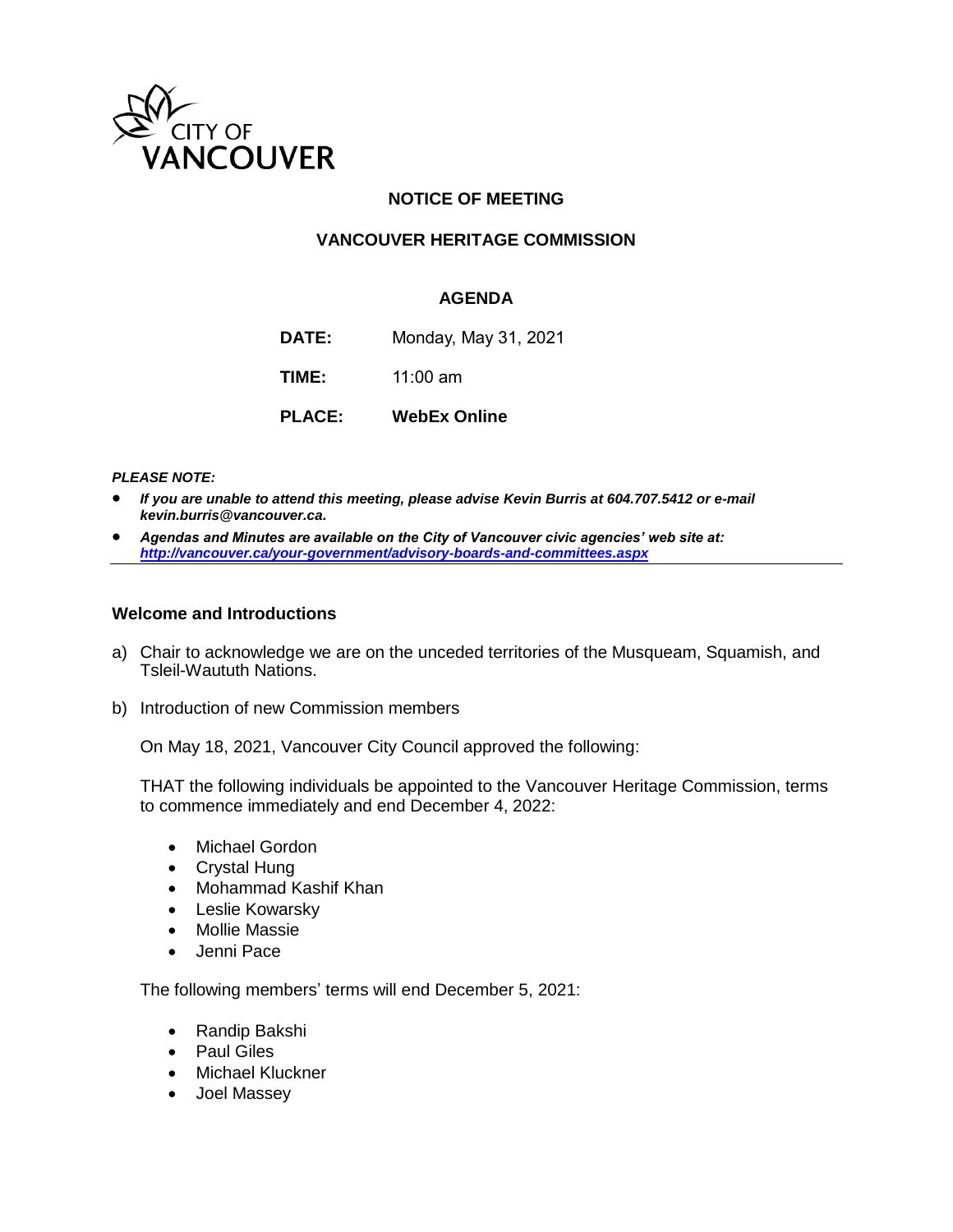CITY OF VANCOUVER

## NOTICE OF MEETING

## VANCOUVER HERITAGE COMMISSION

### AGENDA

**DATE:** Monday, May 31, 2021

**TIME:** 11:00 am

**PLACE:** **WebEx Online**

***PLEASE NOTE:***

- ***If you are unable to attend this meeting, please advise Kevin Burris at 604.707.5412 or e-mail kevin.burris@vancouver.ca.***
- ***Agendas and Minutes are available on the City of Vancouver civic agencies' web site at: http://vancouver.ca/your-government/advisory-boards-and-committees.aspx***

---

### Welcome and Introductions

a) Chair to acknowledge we are on the unceded territories of the Musqueam, Squamish, and Tsleil-Waututh Nations.

b) Introduction of new Commission members

On May 18, 2021, Vancouver City Council approved the following:

THAT the following individuals be appointed to the Vancouver Heritage Commission, terms to commence immediately and end December 4, 2022:

- Michael Gordon
- Crystal Hung
- Mohammad Kashif Khan
- Leslie Kowarsky
- Mollie Massie
- Jenni Pace

The following members' terms will end December 5, 2021:

- Randip Bakshi
- Paul Giles
- Michael Kluckner
- Joel Massey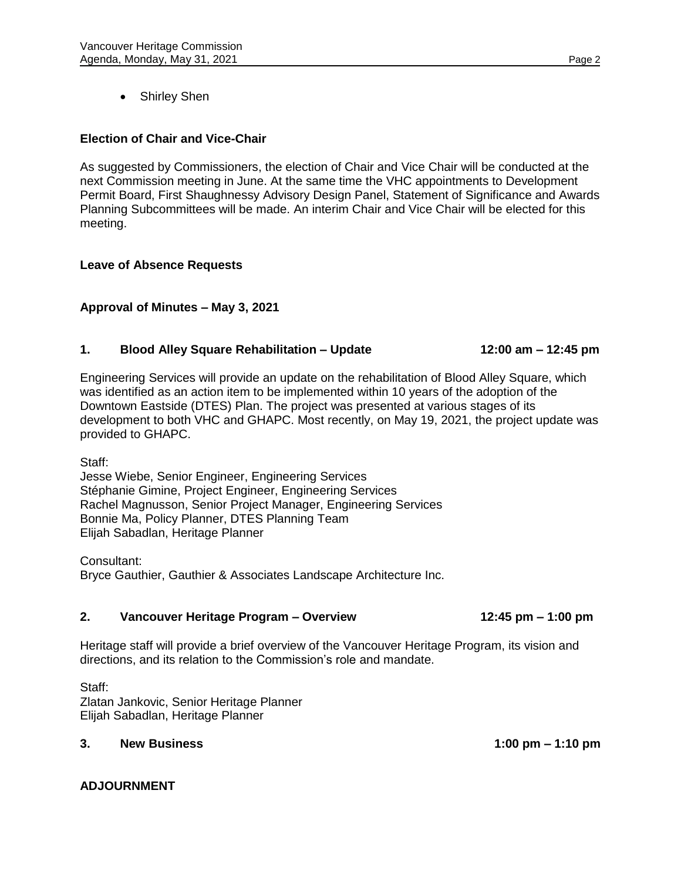- Shirley Shen

**Election of Chair and Vice-Chair**

As suggested by Commissioners, the election of Chair and Vice Chair will be conducted at the next Commission meeting in June. At the same time the VHC appointments to Development Permit Board, First Shaughnessy Advisory Design Panel, Statement of Significance and Awards Planning Subcommittees will be made. An interim Chair and Vice Chair will be elected for this meeting.

**Leave of Absence Requests**

**Approval of Minutes – May 3, 2021**

**1. Blood Alley Square Rehabilitation – Update 12:00 am – 12:45 pm**

Engineering Services will provide an update on the rehabilitation of Blood Alley Square, which was identified as an action item to be implemented within 10 years of the adoption of the Downtown Eastside (DTES) Plan. The project was presented at various stages of its development to both VHC and GHAPC. Most recently, on May 19, 2021, the project update was provided to GHAPC.

Staff:
Jesse Wiebe, Senior Engineer, Engineering Services
Stéphanie Gimine, Project Engineer, Engineering Services
Rachel Magnusson, Senior Project Manager, Engineering Services
Bonnie Ma, Policy Planner, DTES Planning Team
Elijah Sabadlan, Heritage Planner

Consultant:
Bryce Gauthier, Gauthier & Associates Landscape Architecture Inc.

**2. Vancouver Heritage Program – Overview 12:45 pm – 1:00 pm**

Heritage staff will provide a brief overview of the Vancouver Heritage Program, its vision and directions, and its relation to the Commission's role and mandate.

Staff:
Zlatan Jankovic, Senior Heritage Planner
Elijah Sabadlan, Heritage Planner

**3. New Business 1:00 pm – 1:10 pm**

**ADJOURNMENT**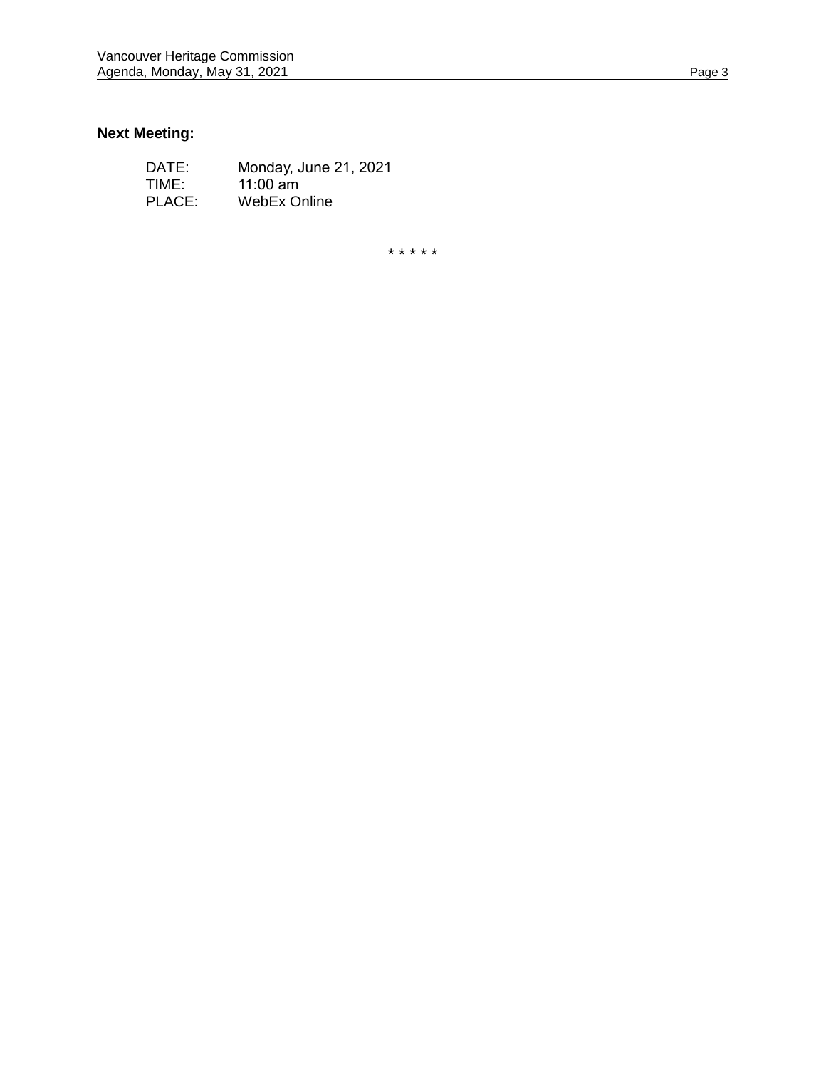**Next Meeting:**

DATE: Monday, June 21, 2021
TIME: 11:00 am
PLACE: WebEx Online

* * * * *